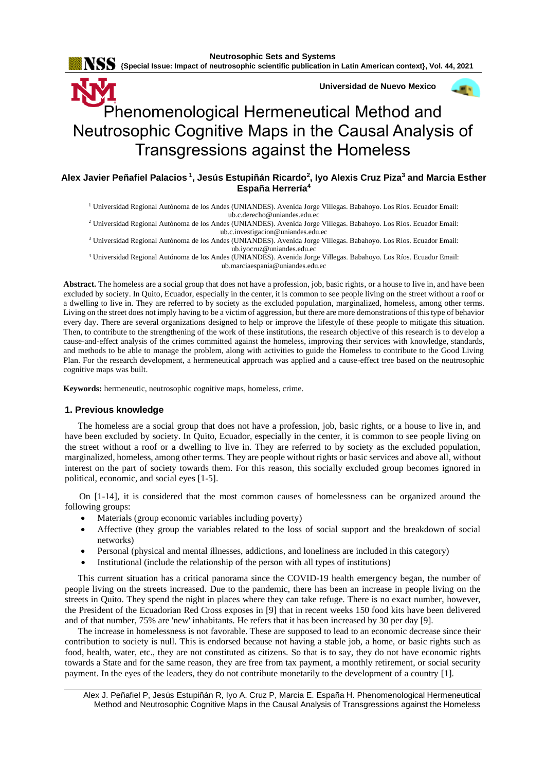# Phenomenological Hermeneutical Method and Neutrosophic Cognitive Maps in the Causal Analysis of Transgressions against the Homeless

**Alex Javier Peñafiel Palacios [1], Jesús Estupiñán Ricardo[2], Iyo Alexis Cruz Piza[3] and Marcia Esther España Herrería[4]**

[1] Universidad Regional Autónoma de los Andes (UNIANDES). Avenida Jorge Villegas. Babahoyo. Los Ríos. Ecuador Email: ub.c.derecho@uniandes.edu.ec

[2] Universidad Regional Autónoma de los Andes (UNIANDES). Avenida Jorge Villegas. Babahoyo. Los Ríos. Ecuador Email: ub.c.investigacion@uniandes.edu.ec

[3] Universidad Regional Autónoma de los Andes (UNIANDES). Avenida Jorge Villegas. Babahoyo. Los Ríos. Ecuador Email: ub.iyocruz@uniandes.edu.ec

[4] Universidad Regional Autónoma de los Andes (UNIANDES). Avenida Jorge Villegas. Babahoyo. Los Ríos. Ecuador Email: ub.marciaespania@uniandes.edu.ec

**Abstract.** The homeless are a social group that does not have a profession, job, basic rights, or a house to live in, and have been excluded by society. In Quito, Ecuador, especially in the center, it is common to see people living on the street without a roof or a dwelling to live in. They are referred to by society as the excluded population, marginalized, homeless, among other terms. Living on the street does not imply having to be a victim of aggression, but there are more demonstrations of this type of behavior every day. There are several organizations designed to help or improve the lifestyle of these people to mitigate this situation. Then, to contribute to the strengthening of the work of these institutions, the research objective of this research is to develop a cause-and-effect analysis of the crimes committed against the homeless, improving their services with knowledge, standards, and methods to be able to manage the problem, along with activities to guide the Homeless to contribute to the Good Living Plan. For the research development, a hermeneutical approach was applied and a cause-effect tree based on the neutrosophic cognitive maps was built.

**Keywords:** hermeneutic, neutrosophic cognitive maps, homeless, crime.

## 1. Previous knowledge

The homeless are a social group that does not have a profession, job, basic rights, or a house to live in, and have been excluded by society. In Quito, Ecuador, especially in the center, it is common to see people living on the street without a roof or a dwelling to live in. They are referred to by society as the excluded population, marginalized, homeless, among other terms. They are people without rights or basic services and above all, without interest on the part of society towards them. For this reason, this socially excluded group becomes ignored in political, economic, and social eyes [1-5].

On [1-14], it is considered that the most common causes of homelessness can be organized around the following groups:

- Materials (group economic variables including poverty)
- Affective (they group the variables related to the loss of social support and the breakdown of social networks)
- Personal (physical and mental illnesses, addictions, and loneliness are included in this category)
- Institutional (include the relationship of the person with all types of institutions)

This current situation has a critical panorama since the COVID-19 health emergency began, the number of people living on the streets increased. Due to the pandemic, there has been an increase in people living on the streets in Quito. They spend the night in places where they can take refuge. There is no exact number, however, the President of the Ecuadorian Red Cross exposes in [9] that in recent weeks 150 food kits have been delivered and of that number, 75% are 'new' inhabitants. He refers that it has been increased by 30 per day [9].

The increase in homelessness is not favorable. These are supposed to lead to an economic decrease since their contribution to society is null. This is endorsed because not having a stable job, a home, or basic rights such as food, health, water, etc., they are not constituted as citizens. So that is to say, they do not have economic rights towards a State and for the same reason, they are free from tax payment, a monthly retirement, or social security payment. In the eyes of the leaders, they do not contribute monetarily to the development of a country [1].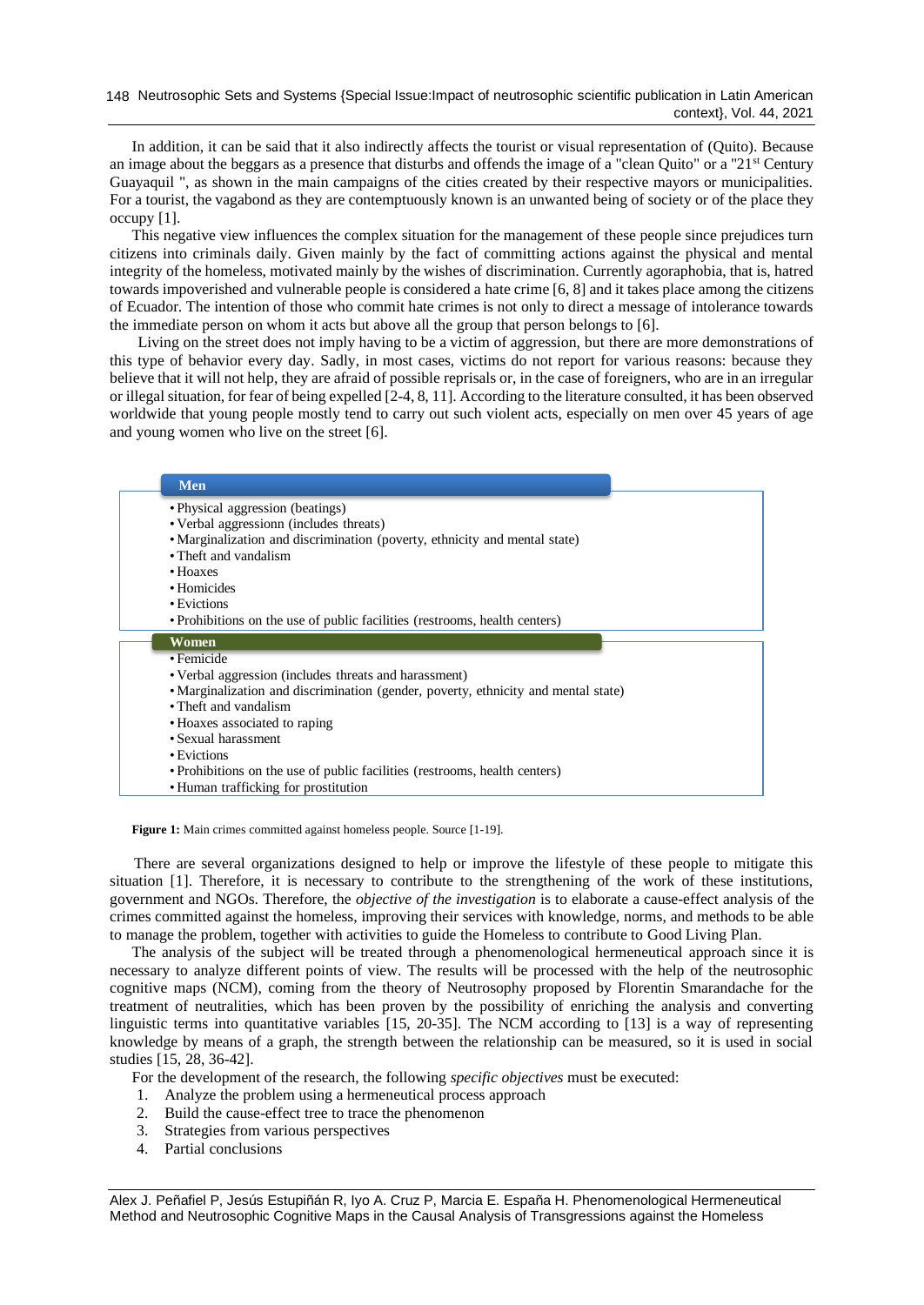In addition, it can be said that it also indirectly affects the tourist or visual representation of (Quito). Because an image about the beggars as a presence that disturbs and offends the image of a "clean Quito" or a "21st Century Guayaquil ", as shown in the main campaigns of the cities created by their respective mayors or municipalities. For a tourist, the vagabond as they are contemptuously known is an unwanted being of society or of the place they occupy [1].

This negative view influences the complex situation for the management of these people since prejudices turn citizens into criminals daily. Given mainly by the fact of committing actions against the physical and mental integrity of the homeless, motivated mainly by the wishes of discrimination. Currently agoraphobia, that is, hatred towards impoverished and vulnerable people is considered a hate crime [6, 8] and it takes place among the citizens of Ecuador. The intention of those who commit hate crimes is not only to direct a message of intolerance towards the immediate person on whom it acts but above all the group that person belongs to [6].

Living on the street does not imply having to be a victim of aggression, but there are more demonstrations of this type of behavior every day. Sadly, in most cases, victims do not report for various reasons: because they believe that it will not help, they are afraid of possible reprisals or, in the case of foreigners, who are in an irregular or illegal situation, for fear of being expelled [2-4, 8, 11]. According to the literature consulted, it has been observed worldwide that young people mostly tend to carry out such violent acts, especially on men over 45 years of age and young women who live on the street [6].

**Men**

- Physical aggression (beatings)
- Verbal aggressionn (includes threats)
- Marginalization and discrimination (poverty, ethnicity and mental state)
- Theft and vandalism
- Hoaxes
- Homicides
- Evictions
- Prohibitions on the use of public facilities (restrooms, health centers)

**Women**

- Femicide
- Verbal aggression (includes threats and harassment)
- Marginalization and discrimination (gender, poverty, ethnicity and mental state)
- Theft and vandalism
- Hoaxes associated to raping
- Sexual harassment
- Evictions
- Prohibitions on the use of public facilities (restrooms, health centers)
- Human trafficking for prostitution

**Figure 1:** Main crimes committed against homeless people. Source [1-19].

There are several organizations designed to help or improve the lifestyle of these people to mitigate this situation [1]. Therefore, it is necessary to contribute to the strengthening of the work of these institutions, government and NGOs. Therefore, the *objective of the investigation* is to elaborate a cause-effect analysis of the crimes committed against the homeless, improving their services with knowledge, norms, and methods to be able to manage the problem, together with activities to guide the Homeless to contribute to Good Living Plan.

The analysis of the subject will be treated through a phenomenological hermeneutical approach since it is necessary to analyze different points of view. The results will be processed with the help of the neutrosophic cognitive maps (NCM), coming from the theory of Neutrosophy proposed by Florentin Smarandache for the treatment of neutralities, which has been proven by the possibility of enriching the analysis and converting linguistic terms into quantitative variables [15, 20-35]. The NCM according to [13] is a way of representing knowledge by means of a graph, the strength between the relationship can be measured, so it is used in social studies [15, 28, 36-42].

For the development of the research, the following *specific objectives* must be executed:

1. Analyze the problem using a hermeneutical process approach
2. Build the cause-effect tree to trace the phenomenon
3. Strategies from various perspectives
4. Partial conclusions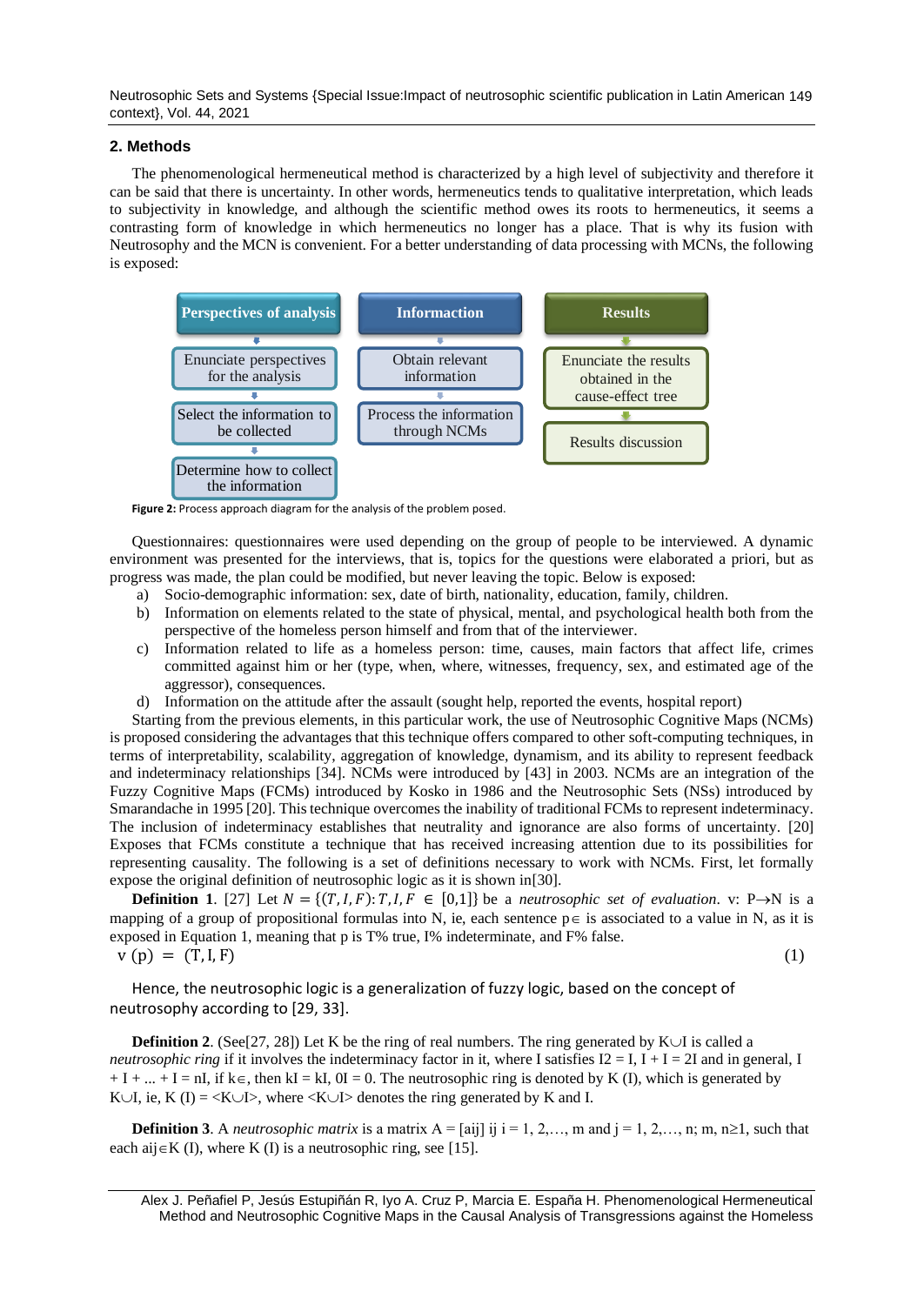## 2. Methods

The phenomenological hermeneutical method is characterized by a high level of subjectivity and therefore it can be said that there is uncertainty. In other words, hermeneutics tends to qualitative interpretation, which leads to subjectivity in knowledge, and although the scientific method owes its roots to hermeneutics, it seems a contrasting form of knowledge in which hermeneutics no longer has a place. That is why its fusion with Neutrosophy and the MCN is convenient. For a better understanding of data processing with MCNs, the following is exposed:

| Perspectives of analysis | Informaction | Results |
| --- | --- | --- |
| Enunciate perspectives for the analysis | Obtain relevant information | Enunciate the results obtained in the cause-effect tree |
| Select the information to be collected | Process the information through NCMs | Results discussion |
| Determine how to collect the information | | |

**Figure 2:** Process approach diagram for the analysis of the problem posed.

Questionnaires: questionnaires were used depending on the group of people to be interviewed. A dynamic environment was presented for the interviews, that is, topics for the questions were elaborated a priori, but as progress was made, the plan could be modified, but never leaving the topic. Below is exposed:

a) Socio-demographic information: sex, date of birth, nationality, education, family, children.
b) Information on elements related to the state of physical, mental, and psychological health both from the perspective of the homeless person himself and from that of the interviewer.
c) Information related to life as a homeless person: time, causes, main factors that affect life, crimes committed against him or her (type, when, where, witnesses, frequency, sex, and estimated age of the aggressor), consequences.
d) Information on the attitude after the assault (sought help, reported the events, hospital report)

Starting from the previous elements, in this particular work, the use of Neutrosophic Cognitive Maps (NCMs) is proposed considering the advantages that this technique offers compared to other soft-computing techniques, in terms of interpretability, scalability, aggregation of knowledge, dynamism, and its ability to represent feedback and indeterminacy relationships [34]. NCMs were introduced by [43] in 2003. NCMs are an integration of the Fuzzy Cognitive Maps (FCMs) introduced by Kosko in 1986 and the Neutrosophic Sets (NSs) introduced by Smarandache in 1995 [20]. This technique overcomes the inability of traditional FCMs to represent indeterminacy. The inclusion of indeterminacy establishes that neutrality and ignorance are also forms of uncertainty. [20] Exposes that FCMs constitute a technique that has received increasing attention due to its possibilities for representing causality. The following is a set of definitions necessary to work with NCMs. First, let formally expose the original definition of neutrosophic logic as it is shown in[30].

**Definition 1**. [27] Let $N = \{(T, I, F): T, I, F \in [0,1]\}$ be a *neutrosophic set of evaluation*. v: $P \rightarrow N$ is a mapping of a group of propositional formulas into N, ie, each sentence $p \in$ is associated to a value in N, as it is exposed in Equation 1, meaning that p is T% true, I% indeterminate, and F% false.

$$v(p) = (T, I, F) \tag{1}$$

Hence, the neutrosophic logic is a generalization of fuzzy logic, based on the concept of neutrosophy according to [29, 33].

**Definition 2**. (See[27, 28]) Let K be the ring of real numbers. The ring generated by $K \cup I$ is called a *neutrosophic ring* if it involves the indeterminacy factor in it, where I satisfies $I^2 = I$, $I + I = 2I$ and in general, $I + I + ... + I = nI$, if $k \in$, then $kI = kI$, $0I = 0$. The neutrosophic ring is denoted by K (I), which is generated by $K \cup I$, ie, K (I) = $\langle K \cup I \rangle$, where $\langle K \cup I \rangle$ denotes the ring generated by K and I.

**Definition 3**. A *neutrosophic matrix* is a matrix $A = [a_{ij}]$ ij $i = 1, 2, \dots, m$ and $j = 1, 2, \dots, n$; m, $n \geq 1$, such that each $a_{ij} \in K(I)$, where K (I) is a neutrosophic ring, see [15].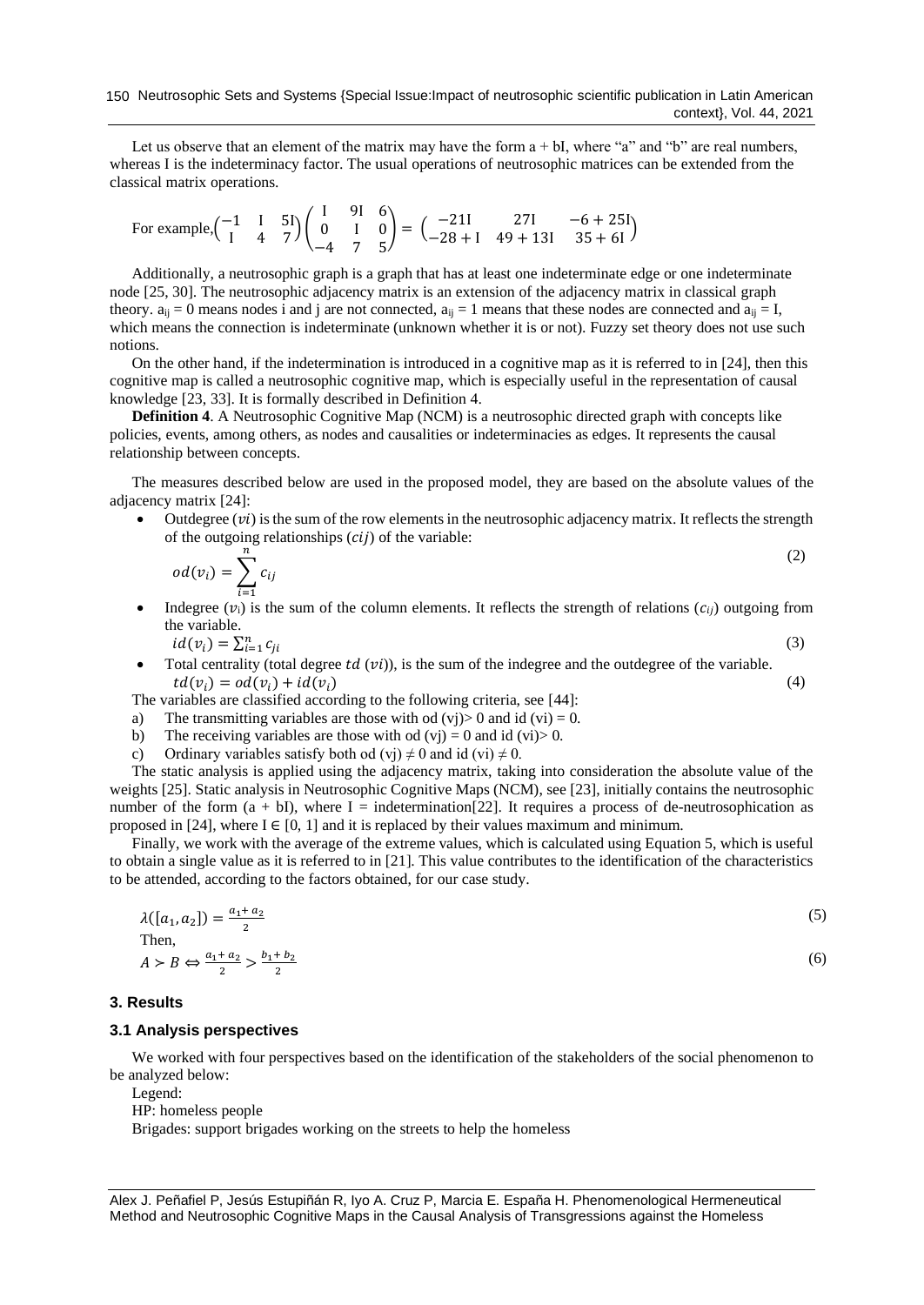Let us observe that an element of the matrix may have the form a + bI, where "a" and "b" are real numbers, whereas I is the indeterminacy factor. The usual operations of neutrosophic matrices can be extended from the classical matrix operations.

For example, $\begin{pmatrix} -1 & \mathrm{I} & 5\mathrm{I} \\ \mathrm{I} & 4 & 7 \end{pmatrix}\begin{pmatrix} \mathrm{I} & 9\mathrm{I} & 6 \\ 0 & \mathrm{I} & 0 \\ -4 & 7 & 5 \end{pmatrix} = \begin{pmatrix} -21\mathrm{I} & 27\mathrm{I} & -6+25\mathrm{I} \\ -28+\mathrm{I} & 49+13\mathrm{I} & 35+6\mathrm{I} \end{pmatrix}$

Additionally, a neutrosophic graph is a graph that has at least one indeterminate edge or one indeterminate node [25, 30]. The neutrosophic adjacency matrix is an extension of the adjacency matrix in classical graph theory. $a_{ij} = 0$ means nodes i and j are not connected, $a_{ij} = 1$ means that these nodes are connected and $a_{ij} = \mathrm{I}$, which means the connection is indeterminate (unknown whether it is or not). Fuzzy set theory does not use such notions.

On the other hand, if the indetermination is introduced in a cognitive map as it is referred to in [24], then this cognitive map is called a neutrosophic cognitive map, which is especially useful in the representation of causal knowledge [23, 33]. It is formally described in Definition 4.

**Definition 4**. A Neutrosophic Cognitive Map (NCM) is a neutrosophic directed graph with concepts like policies, events, among others, as nodes and causalities or indeterminacies as edges. It represents the causal relationship between concepts.

The measures described below are used in the proposed model, they are based on the absolute values of the adjacency matrix [24]:

- Outdegree ($vi$) is the sum of the row elements in the neutrosophic adjacency matrix. It reflects the strength of the outgoing relationships ($cij$) of the variable:

$$od(v_i) = \sum_{i=1}^{n} c_{ij} \tag{2}$$

- Indegree ($v_i$) is the sum of the column elements. It reflects the strength of relations ($c_{ij}$) outgoing from the variable.

$$id(v_i) = \sum_{i=1}^{n} c_{ji} \tag{3}$$

- Total centrality (total degree $td$ ($vi$)), is the sum of the indegree and the outdegree of the variable.

$$td(v_i) = od(v_i) + id(v_i) \tag{4}$$

The variables are classified according to the following criteria, see [44]:

a) The transmitting variables are those with od (vj)> 0 and id (vi) = 0.
b) The receiving variables are those with od (vj) = 0 and id (vi)> 0.
c) Ordinary variables satisfy both od (vj) ≠ 0 and id (vi) ≠ 0.

The static analysis is applied using the adjacency matrix, taking into consideration the absolute value of the weights [25]. Static analysis in Neutrosophic Cognitive Maps (NCM), see [23], initially contains the neutrosophic number of the form (a + bI), where I = indetermination[22]. It requires a process of de-neutrosophication as proposed in [24], where $\mathrm{I} \in [0, 1]$ and it is replaced by their values maximum and minimum.

Finally, we work with the average of the extreme values, which is calculated using Equation 5, which is useful to obtain a single value as it is referred to in [21]. This value contributes to the identification of the characteristics to be attended, according to the factors obtained, for our case study.

$$\lambda([a_1, a_2]) = \frac{a_1 + a_2}{2} \tag{5}$$

Then,

$$A \succ B \Leftrightarrow \frac{a_1 + a_2}{2} > \frac{b_1 + b_2}{2} \tag{6}$$

### 3. Results

#### 3.1 Analysis perspectives

We worked with four perspectives based on the identification of the stakeholders of the social phenomenon to be analyzed below:

Legend:

HP: homeless people

Brigades: support brigades working on the streets to help the homeless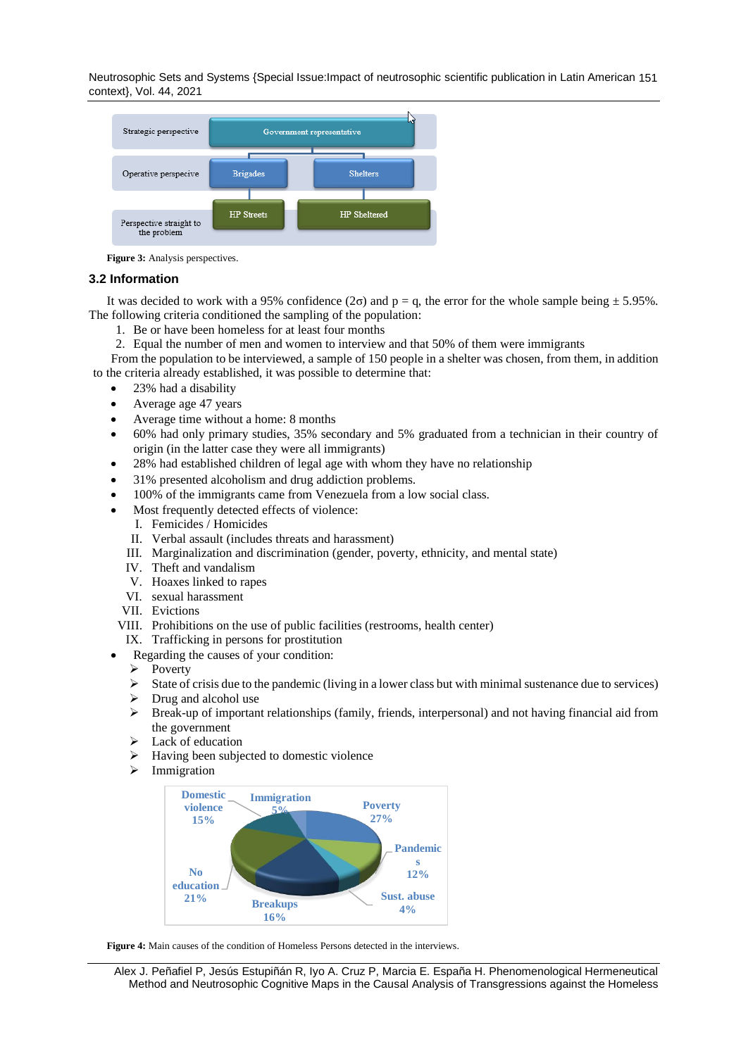| Strategic perspective | Government representative | |
|---|---|---|
| Operative perspecive | Brigades | Shelters |
| Perspective straight to the problem | HP Streets | HP Sheltered |

**Figure 3:** Analysis perspectives.

### 3.2 Information

It was decided to work with a 95% confidence (2σ) and p = q, the error for the whole sample being ± 5.95%. The following criteria conditioned the sampling of the population:

1. Be or have been homeless for at least four months
2. Equal the number of men and women to interview and that 50% of them were immigrants

From the population to be interviewed, a sample of 150 people in a shelter was chosen, from them, in addition to the criteria already established, it was possible to determine that:

- 23% had a disability
- Average age 47 years
- Average time without a home: 8 months
- 60% had only primary studies, 35% secondary and 5% graduated from a technician in their country of origin (in the latter case they were all immigrants)
- 28% had established children of legal age with whom they have no relationship
- 31% presented alcoholism and drug addiction problems.
- 100% of the immigrants came from Venezuela from a low social class.
- Most frequently detected effects of violence:
  - I. Femicides / Homicides
  - II. Verbal assault (includes threats and harassment)
  - III. Marginalization and discrimination (gender, poverty, ethnicity, and mental state)
  - IV. Theft and vandalism
  - V. Hoaxes linked to rapes
  - VI. sexual harassment
  - VII. Evictions
  - VIII. Prohibitions on the use of public facilities (restrooms, health center)
  - IX. Trafficking in persons for prostitution
- Regarding the causes of your condition:
  - Poverty
  - State of crisis due to the pandemic (living in a lower class but with minimal sustenance due to services)
  - Drug and alcohol use
  - Break-up of important relationships (family, friends, interpersonal) and not having financial aid from the government
  - Lack of education
  - Having been subjected to domestic violence
  - Immigration

| Cause | Percentage |
|---|---|
| Poverty | 27% |
| Pandemics | 12% |
| Sust. abuse | 4% |
| Breakups | 16% |
| No education | 21% |
| Domestic violence | 15% |
| Immigration | 5% |

**Figure 4:** Main causes of the condition of Homeless Persons detected in the interviews.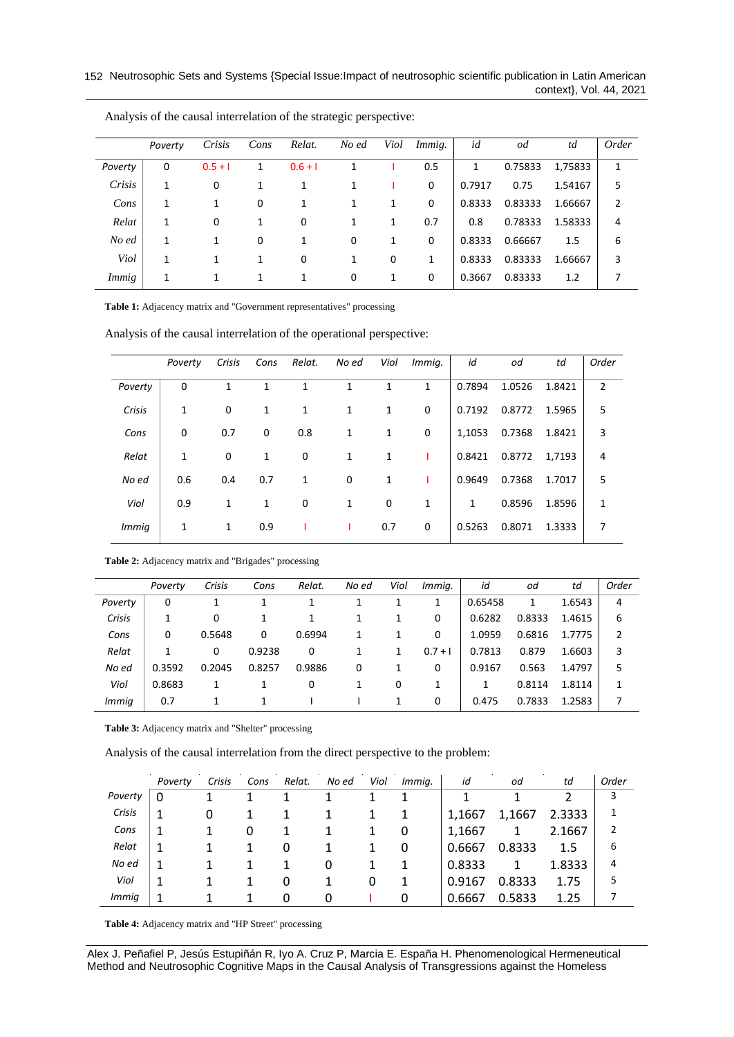Analysis of the causal interrelation of the strategic perspective:

| | *Poverty* | *Crisis* | *Cons* | *Relat.* | *No ed* | *Viol* | *Immig.* | *id* | *od* | *td* | *Order* |
|---|---|---|---|---|---|---|---|---|---|---|---|
| *Poverty* | 0 | 0.5 + I | 1 | 0.6 + I | 1 | I | 0.5 | 1 | 0.75833 | 1,75833 | 1 |
| *Crisis* | 1 | 0 | 1 | 1 | 1 | I | 0 | 0.7917 | 0.75 | 1.54167 | 5 |
| *Cons* | 1 | 1 | 0 | 1 | 1 | 1 | 0 | 0.8333 | 0.83333 | 1.66667 | 2 |
| *Relat* | 1 | 0 | 1 | 0 | 1 | 1 | 0.7 | 0.8 | 0.78333 | 1.58333 | 4 |
| *No ed* | 1 | 1 | 0 | 1 | 0 | 1 | 0 | 0.8333 | 0.66667 | 1.5 | 6 |
| *Viol* | 1 | 1 | 1 | 0 | 1 | 0 | 1 | 0.8333 | 0.83333 | 1.66667 | 3 |
| *Immig* | 1 | 1 | 1 | 1 | 0 | 1 | 0 | 0.3667 | 0.83333 | 1.2 | 7 |

**Table 1:** Adjacency matrix and "Government representatives" processing

Analysis of the causal interrelation of the operational perspective:

| | *Poverty* | *Crisis* | *Cons* | *Relat.* | *No ed* | *Viol* | *Immig.* | *id* | *od* | *td* | *Order* |
|---|---|---|---|---|---|---|---|---|---|---|---|
| *Poverty* | 0 | 1 | 1 | 1 | 1 | 1 | 1 | 0.7894 | 1.0526 | 1.8421 | 2 |
| *Crisis* | 1 | 0 | 1 | 1 | 1 | 1 | 0 | 0.7192 | 0.8772 | 1.5965 | 5 |
| *Cons* | 0 | 0.7 | 0 | 0.8 | 1 | 1 | 0 | 1,1053 | 0.7368 | 1.8421 | 3 |
| *Relat* | 1 | 0 | 1 | 0 | 1 | 1 | I | 0.8421 | 0.8772 | 1,7193 | 4 |
| *No ed* | 0.6 | 0.4 | 0.7 | 1 | 0 | 1 | I | 0.9649 | 0.7368 | 1.7017 | 5 |
| *Viol* | 0.9 | 1 | 1 | 0 | 1 | 0 | 1 | 1 | 0.8596 | 1.8596 | 1 |
| *Immig* | 1 | 1 | 0.9 | I | I | 0.7 | 0 | 0.5263 | 0.8071 | 1.3333 | 7 |

**Table 2:** Adjacency matrix and "Brigades" processing

| | *Poverty* | *Crisis* | *Cons* | *Relat.* | *No ed* | *Viol* | *Immig.* | *id* | *od* | *td* | *Order* |
|---|---|---|---|---|---|---|---|---|---|---|---|
| *Poverty* | 0 | 1 | 1 | 1 | 1 | 1 | 1 | 0.65458 | 1 | 1.6543 | 4 |
| *Crisis* | 1 | 0 | 1 | 1 | 1 | 1 | 0 | 0.6282 | 0.8333 | 1.4615 | 6 |
| *Cons* | 0 | 0.5648 | 0 | 0.6994 | 1 | 1 | 0 | 1.0959 | 0.6816 | 1.7775 | 2 |
| *Relat* | 1 | 0 | 0.9238 | 0 | 1 | 1 | 0.7 + I | 0.7813 | 0.879 | 1.6603 | 3 |
| *No ed* | 0.3592 | 0.2045 | 0.8257 | 0.9886 | 0 | 1 | 0 | 0.9167 | 0.563 | 1.4797 | 5 |
| *Viol* | 0.8683 | 1 | 1 | 0 | 1 | 0 | 1 | 1 | 0.8114 | 1.8114 | 1 |
| *Immig* | 0.7 | 1 | 1 | I | I | 1 | 0 | 0.475 | 0.7833 | 1.2583 | 7 |

**Table 3:** Adjacency matrix and "Shelter" processing

Analysis of the causal interrelation from the direct perspective to the problem:

| | *Poverty* | *Crisis* | *Cons* | *Relat.* | *No ed* | *Viol* | *Immig.* | *id* | *od* | *td* | *Order* |
|---|---|---|---|---|---|---|---|---|---|---|---|
| *Poverty* | 0 | 1 | 1 | 1 | 1 | 1 | 1 | 1 | 1 | 2 | 3 |
| *Crisis* | 1 | 0 | 1 | 1 | 1 | 1 | 1 | 1,1667 | 1,1667 | 2.3333 | 1 |
| *Cons* | 1 | 1 | 0 | 1 | 1 | 1 | 0 | 1,1667 | 1 | 2.1667 | 2 |
| *Relat* | 1 | 1 | 1 | 0 | 1 | 1 | 0 | 0.6667 | 0.8333 | 1.5 | 6 |
| *No ed* | 1 | 1 | 1 | 1 | 0 | 1 | 1 | 0.8333 | 1 | 1.8333 | 4 |
| *Viol* | 1 | 1 | 1 | 0 | 1 | 0 | 1 | 0.9167 | 0.8333 | 1.75 | 5 |
| *Immig* | 1 | 1 | 1 | 0 | 0 | I | 0 | 0.6667 | 0.5833 | 1.25 | 7 |

**Table 4:** Adjacency matrix and "HP Street" processing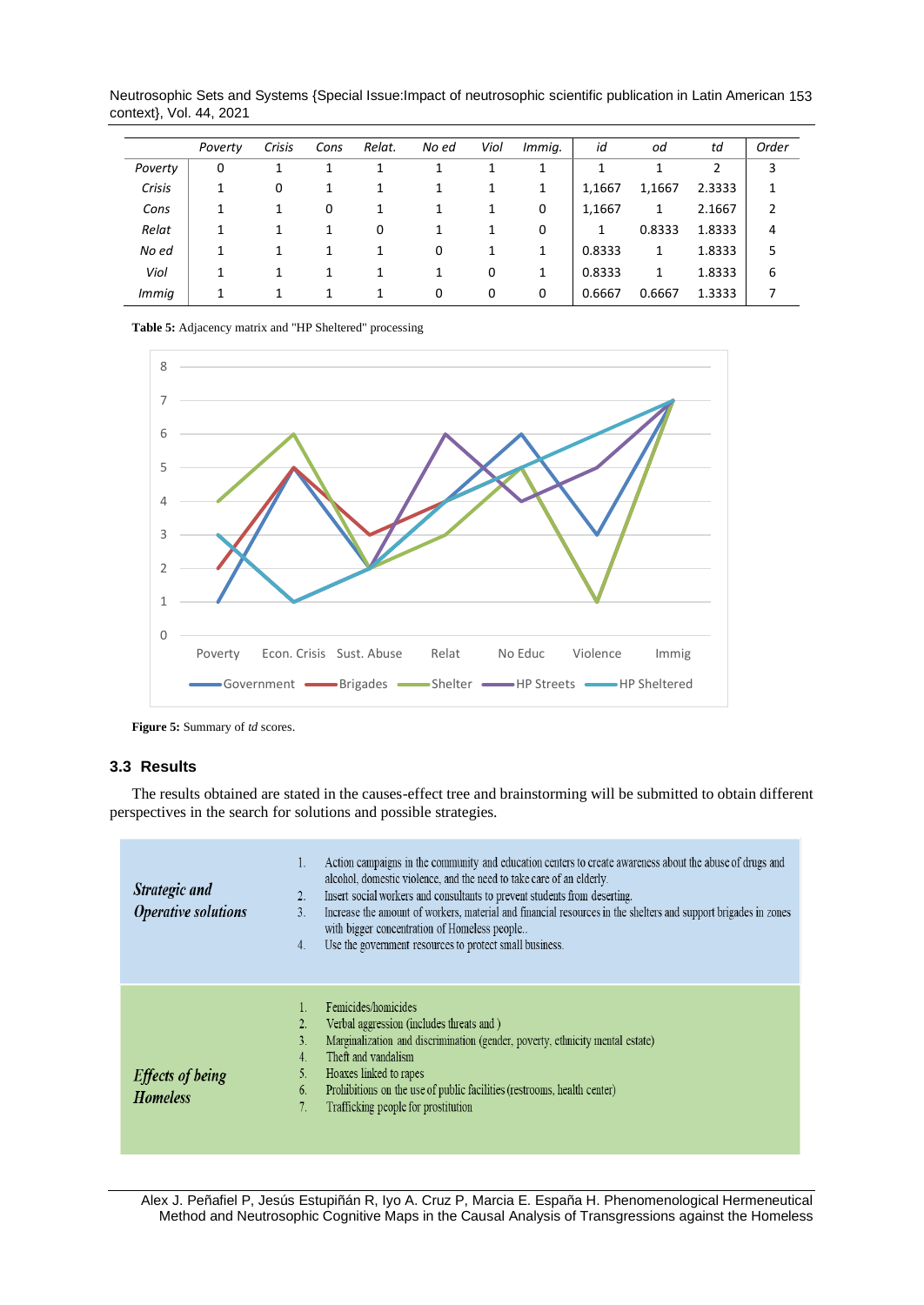|  | *Poverty* | *Crisis* | *Cons* | *Relat.* | *No ed* | *Viol* | *Immig.* | *id* | *od* | *td* | *Order* |
|---|---|---|---|---|---|---|---|---|---|---|---|
| *Poverty* | 0 | 1 | 1 | 1 | 1 | 1 | 1 | 1 | 1 | 2 | 3 |
| *Crisis* | 1 | 0 | 1 | 1 | 1 | 1 | 1 | 1,1667 | 1,1667 | 2.3333 | 1 |
| *Cons* | 1 | 1 | 0 | 1 | 1 | 1 | 0 | 1,1667 | 1 | 2.1667 | 2 |
| *Relat* | 1 | 1 | 1 | 0 | 1 | 1 | 0 | 1 | 0.8333 | 1.8333 | 4 |
| *No ed* | 1 | 1 | 1 | 1 | 0 | 1 | 1 | 0.8333 | 1 | 1.8333 | 5 |
| *Viol* | 1 | 1 | 1 | 1 | 1 | 0 | 1 | 0.8333 | 1 | 1.8333 | 6 |
| *Immig* | 1 | 1 | 1 | 1 | 0 | 0 | 0 | 0.6667 | 0.6667 | 1.3333 | 7 |

**Table 5:** Adjacency matrix and "HP Sheltered" processing

**Figure 5:** Summary of *td* scores.

### 3.3 Results

The results obtained are stated in the causes-effect tree and brainstorming will be submitted to obtain different perspectives in the search for solutions and possible strategies.

| | |
|---|---|
| ***Strategic and Operative solutions*** | 1. Action campaigns in the community and education centers to create awareness about the abuse of drugs and alcohol, domestic violence, and the need to take care of an elderly. 2. Insert social workers and consultants to prevent students from deserting. 3. Increase the amount of workers, material and financial resources in the shelters and support brigades in zones with bigger concentration of Homeless people.. 4. Use the government resources to protect small business. |
| ***Effects of being Homeless*** | 1. Femicides/homicides 2. Verbal aggression (includes threats and ) 3. Marginalization and discrimination (gender, poverty, ethnicity mental estate) 4. Theft and vandalism 5. Hoaxes linked to rapes 6. Prohibitions on the use of public facilities (restrooms, health center) 7. Trafficking people for prostitution |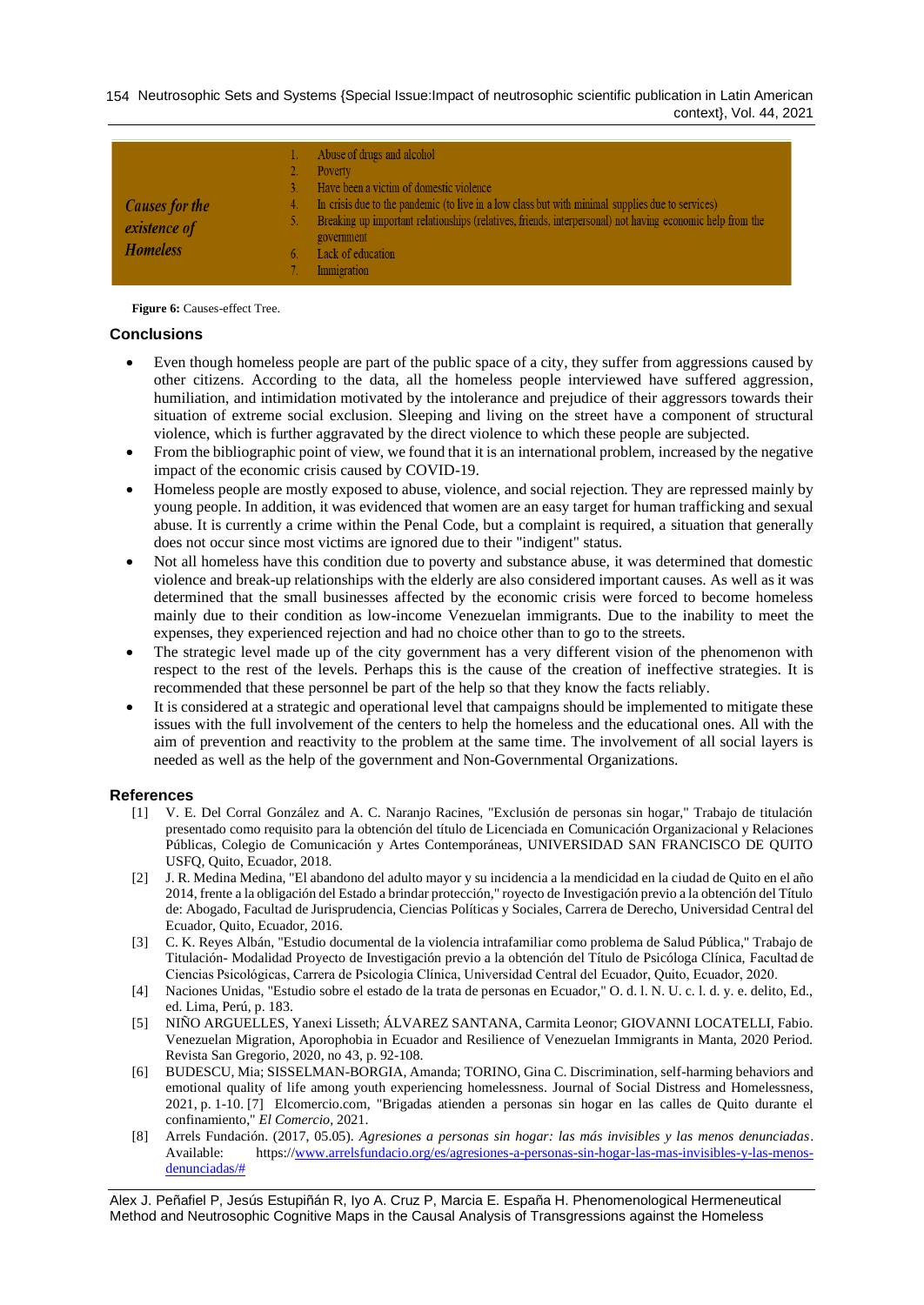| *Causes for the existence of Homeless* | 1. Abuse of drugs and alcohol<br>2. Poverty<br>3. Have been a victim of domestic violence<br>4. In crisis due to the pandemic (to live in a low class but with minimal supplies due to services)<br>5. Breaking up important relationships (relatives, friends, interpersonal) not having economic help from the government<br>6. Lack of education<br>7. Immigration |
|---|---|

**Figure 6:** Causes-effect Tree.

## Conclusions

- Even though homeless people are part of the public space of a city, they suffer from aggressions caused by other citizens. According to the data, all the homeless people interviewed have suffered aggression, humiliation, and intimidation motivated by the intolerance and prejudice of their aggressors towards their situation of extreme social exclusion. Sleeping and living on the street have a component of structural violence, which is further aggravated by the direct violence to which these people are subjected.
- From the bibliographic point of view, we found that it is an international problem, increased by the negative impact of the economic crisis caused by COVID-19.
- Homeless people are mostly exposed to abuse, violence, and social rejection. They are repressed mainly by young people. In addition, it was evidenced that women are an easy target for human trafficking and sexual abuse. It is currently a crime within the Penal Code, but a complaint is required, a situation that generally does not occur since most victims are ignored due to their "indigent" status.
- Not all homeless have this condition due to poverty and substance abuse, it was determined that domestic violence and break-up relationships with the elderly are also considered important causes. As well as it was determined that the small businesses affected by the economic crisis were forced to become homeless mainly due to their condition as low-income Venezuelan immigrants. Due to the inability to meet the expenses, they experienced rejection and had no choice other than to go to the streets.
- The strategic level made up of the city government has a very different vision of the phenomenon with respect to the rest of the levels. Perhaps this is the cause of the creation of ineffective strategies. It is recommended that these personnel be part of the help so that they know the facts reliably.
- It is considered at a strategic and operational level that campaigns should be implemented to mitigate these issues with the full involvement of the centers to help the homeless and the educational ones. All with the aim of prevention and reactivity to the problem at the same time. The involvement of all social layers is needed as well as the help of the government and Non-Governmental Organizations.

## References

[1] V. E. Del Corral González and A. C. Naranjo Racines, "Exclusión de personas sin hogar," Trabajo de titulación presentado como requisito para la obtención del título de Licenciada en Comunicación Organizacional y Relaciones Públicas, Colegio de Comunicación y Artes Contemporáneas, UNIVERSIDAD SAN FRANCISCO DE QUITO USFQ, Quito, Ecuador, 2018.

[2] J. R. Medina Medina, "El abandono del adulto mayor y su incidencia a la mendicidad en la ciudad de Quito en el año 2014, frente a la obligación del Estado a brindar protección," royecto de Investigación previo a la obtención del Título de: Abogado, Facultad de Jurisprudencia, Ciencias Políticas y Sociales, Carrera de Derecho, Universidad Central del Ecuador, Quito, Ecuador, 2016.

[3] C. K. Reyes Albán, "Estudio documental de la violencia intrafamiliar como problema de Salud Pública," Trabajo de Titulación- Modalidad Proyecto de Investigación previo a la obtención del Título de Psicóloga Clínica, Facultad de Ciencias Psicológicas, Carrera de Psicologia Clínica, Universidad Central del Ecuador, Quito, Ecuador, 2020.

[4] Naciones Unidas, "Estudio sobre el estado de la trata de personas en Ecuador," O. d. l. N. U. c. l. d. y. e. delito, Ed., ed. Lima, Perú, p. 183.

[5] NIÑO ARGUELLES, Yanexi Lisseth; ÁLVAREZ SANTANA, Carmita Leonor; GIOVANNI LOCATELLI, Fabio. Venezuelan Migration, Aporophobia in Ecuador and Resilience of Venezuelan Immigrants in Manta, 2020 Period. Revista San Gregorio, 2020, no 43, p. 92-108.

[6] BUDESCU, Mia; SISSELMAN-BORGIA, Amanda; TORINO, Gina C. Discrimination, self-harming behaviors and emotional quality of life among youth experiencing homelessness. Journal of Social Distress and Homelessness, 2021, p. 1-10. [7] Elcomercio.com, "Brigadas atienden a personas sin hogar en las calles de Quito durante el confinamiento," *El Comercio*, 2021.

[8] Arrels Fundación. (2017, 05.05). *Agresiones a personas sin hogar: las más invisibles y las menos denunciadas*. Available: https://www.arrelsfundacio.org/es/agresiones-a-personas-sin-hogar-las-mas-invisibles-y-las-menos-denunciadas/#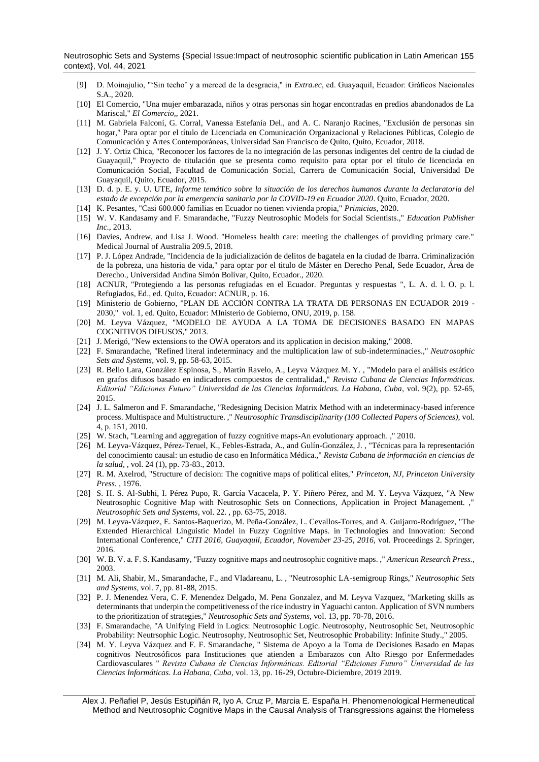[9] D. Moinajulio, "'Sin techo' y a merced de la desgracia," in *Extra.ec*, ed. Guayaquil, Ecuador: Gráficos Nacionales S.A., 2020.

[10] El Comercio, "Una mujer embarazada, niños y otras personas sin hogar encontradas en predios abandonados de La Mariscal," *El Comercio,*, 2021.

[11] M. Gabriela Falconí, G. Corral, Vanessa Estefanía Del., and A. C. Naranjo Racines, "Exclusión de personas sin hogar," Para optar por el título de Licenciada en Comunicación Organizacional y Relaciones Públicas, Colegio de Comunicación y Artes Contemporáneas, Universidad San Francisco de Quito, Quito, Ecuador, 2018.

[12] J. Y. Ortiz Chica, "Reconocer los factores de la no integración de las personas indigentes del centro de la ciudad de Guayaquil," Proyecto de titulación que se presenta como requisito para optar por el título de licenciada en Comunicación Social, Facultad de Comunicación Social, Carrera de Comunicación Social, Universidad De Guayaquil, Quito, Ecuador, 2015.

[13] D. d. p. E. y. U. UTE, *Informe temático sobre la situación de los derechos humanos durante la declaratoria del estado de excepción por la emergencia sanitaria por la COVID-19 en Ecuador 2020*. Quito, Ecuador, 2020.

[14] K. Pesantes, "Casi 600.000 familias en Ecuador no tienen vivienda propia," *Primicias,* 2020.

[15] W. V. Kandasamy and F. Smarandache, "Fuzzy Neutrosophic Models for Social Scientists.," *Education Publisher Inc.,* 2013.

[16] Davies, Andrew, and Lisa J. Wood. "Homeless health care: meeting the challenges of providing primary care." Medical Journal of Australia 209.5, 2018.

[17] P. J. López Andrade, "Incidencia de la judicialización de delitos de bagatela en la ciudad de Ibarra. Criminalización de la pobreza, una historia de vida," para optar por el titulo de Máster en Derecho Penal, Sede Ecuador, Área de Derecho., Universidad Andina Simón Bolívar, Quito, Ecuador., 2020.

[18] ACNUR, "Protegiendo a las personas refugiadas en el Ecuador. Preguntas y respuestas ", L. A. d. l. O. p. l. Refugiados, Ed., ed. Quito, Ecuador: ACNUR, p. 16.

[19] Ministerio de Gobierno, "PLAN DE ACCIÓN CONTRA LA TRATA DE PERSONAS EN ECUADOR 2019 - 2030," vol. 1, ed. Quito, Ecuador: MInisterio de Gobierno, ONU, 2019, p. 158.

[20] M. Leyva Vázquez, "MODELO DE AYUDA A LA TOMA DE DECISIONES BASADO EN MAPAS COGNITIVOS DIFUSOS," 2013.

[21] J. Merigó, "New extensions to the OWA operators and its application in decision making," 2008.

[22] F. Smarandache, "Refined literal indeterminacy and the multiplication law of sub-indeterminacies.," *Neutrosophic Sets and Systems*, vol. 9, pp. 58-63, 2015.

[23] R. Bello Lara, González Espinosa, S., Martín Ravelo, A., Leyva Vázquez M. Y. , "Modelo para el análisis estático en grafos difusos basado en indicadores compuestos de centralidad.," *Revista Cubana de Ciencias Informáticas. Editorial "Ediciones Futuro" Universidad de las Ciencias Informáticas. La Habana, Cuba*, vol. 9(2), pp. 52-65, 2015.

[24] J. L. Salmeron and F. Smarandache, "Redesigning Decision Matrix Method with an indeterminacy-based inference process. Multispace and Multistructure. ," *Neutrosophic Transdisciplinarity (100 Collected Papers of Sciences)*, vol. 4, p. 151, 2010.

[25] W. Stach, "Learning and aggregation of fuzzy cognitive maps-An evolutionary approach. ," 2010.

[26] M. Leyva-Vázquez, Pérez-Teruel, K., Febles-Estrada, A., and Gulín-González, J. , "Técnicas para la representación del conocimiento causal: un estudio de caso en Informática Médica.," *Revista Cubana de información en ciencias de la salud,* , vol. 24 (1), pp. 73-83., 2013.

[27] R. M. Axelrod, "Structure of decision: The cognitive maps of political elites," *Princeton, NJ, Princeton University Press.* , 1976.

[28] S. H. S. Al-Subhi, I. Pérez Pupo, R. García Vacacela, P. Y. Piñero Pérez, and M. Y. Leyva Vázquez, "A New Neutrosophic Cognitive Map with Neutrosophic Sets on Connections, Application in Project Management. ," *Neutrosophic Sets and Systems,* vol. 22. , pp. 63-75, 2018.

[29] M. Leyva-Vázquez, E. Santos-Baquerizo, M. Peña-González, L. Cevallos-Torres, and A. Guijarro-Rodríguez, "The Extended Hierarchical Linguistic Model in Fuzzy Cognitive Maps. in Technologies and Innovation: Second International Conference," *CITI 2016, Guayaquil, Ecuador, November 23-25, 2016,* vol. Proceedings 2. Springer, 2016.

[30] W. B. V. a. F. S. Kandasamy, "Fuzzy cognitive maps and neutrosophic cognitive maps. ," *American Research Press.*, 2003.

[31] M. Ali, Shabir, M., Smarandache, F., and Vladareanu, L. , "Neutrosophic LA-semigroup Rings," *Neutrosophic Sets and Systems,* vol. 7, pp. 81-88, 2015.

[32] P. J. Menendez Vera, C. F. Menendez Delgado, M. Pena Gonzalez, and M. Leyva Vazquez, "Marketing skills as determinants that underpin the competitiveness of the rice industry in Yaguachi canton. Application of SVN numbers to the prioritization of strategies," *Neutrosophic Sets and Systems,* vol. 13, pp. 70-78, 2016.

[33] F. Smarandache, "A Unifying Field in Logics: Neutrosophic Logic. Neutrosophy, Neutrosophic Set, Neutrosophic Probability: Neutrsophic Logic. Neutrosophy, Neutrosophic Set, Neutrosophic Probability: Infinite Study.," 2005.

[34] M. Y. Leyva Vázquez and F. F. Smarandache, " Sistema de Apoyo a la Toma de Decisiones Basado en Mapas cognitivos Neutrosóficos para Instituciones que atienden a Embarazos con Alto Riesgo por Enfermedades Cardiovasculares " *Revista Cubana de Ciencias Informáticas. Editorial "Ediciones Futuro" Universidad de las Ciencias Informáticas. La Habana, Cuba,* vol. 13, pp. 16-29, Octubre-Diciembre, 2019 2019.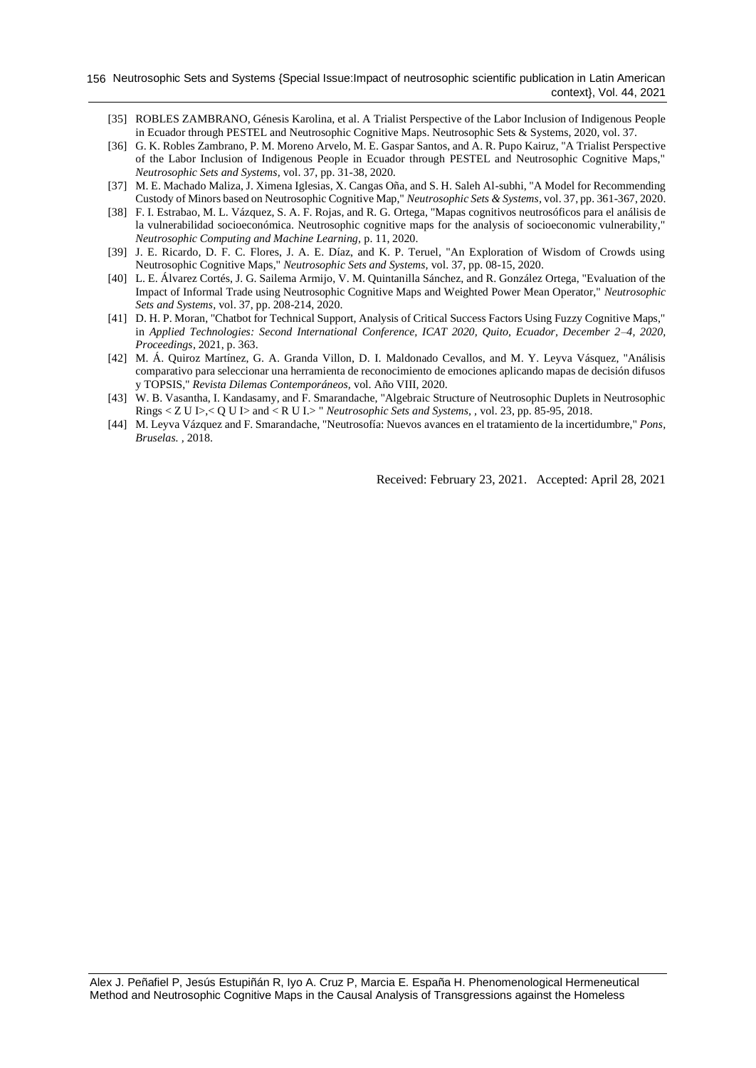[35] ROBLES ZAMBRANO, Génesis Karolina, et al. A Trialist Perspective of the Labor Inclusion of Indigenous People in Ecuador through PESTEL and Neutrosophic Cognitive Maps. Neutrosophic Sets & Systems, 2020, vol. 37.

[36] G. K. Robles Zambrano, P. M. Moreno Arvelo, M. E. Gaspar Santos, and A. R. Pupo Kairuz, "A Trialist Perspective of the Labor Inclusion of Indigenous People in Ecuador through PESTEL and Neutrosophic Cognitive Maps," *Neutrosophic Sets and Systems*, vol. 37, pp. 31-38, 2020.

[37] M. E. Machado Maliza, J. Ximena Iglesias, X. Cangas Oña, and S. H. Saleh Al-subhi, "A Model for Recommending Custody of Minors based on Neutrosophic Cognitive Map," *Neutrosophic Sets & Systems*, vol. 37, pp. 361-367, 2020.

[38] F. I. Estrabao, M. L. Vázquez, S. A. F. Rojas, and R. G. Ortega, "Mapas cognitivos neutrosóficos para el análisis de la vulnerabilidad socioeconómica. Neutrosophic cognitive maps for the analysis of socioeconomic vulnerability," *Neutrosophic Computing and Machine Learning*, p. 11, 2020.

[39] J. E. Ricardo, D. F. C. Flores, J. A. E. Díaz, and K. P. Teruel, "An Exploration of Wisdom of Crowds using Neutrosophic Cognitive Maps," *Neutrosophic Sets and Systems*, vol. 37, pp. 08-15, 2020.

[40] L. E. Álvarez Cortés, J. G. Sailema Armijo, V. M. Quintanilla Sánchez, and R. González Ortega, "Evaluation of the Impact of Informal Trade using Neutrosophic Cognitive Maps and Weighted Power Mean Operator," *Neutrosophic Sets and Systems*, vol. 37, pp. 208-214, 2020.

[41] D. H. P. Moran, "Chatbot for Technical Support, Analysis of Critical Success Factors Using Fuzzy Cognitive Maps," in *Applied Technologies: Second International Conference, ICAT 2020, Quito, Ecuador, December 2–4, 2020, Proceedings*, 2021, p. 363.

[42] M. Á. Quiroz Martínez, G. A. Granda Villon, D. I. Maldonado Cevallos, and M. Y. Leyva Vásquez, "Análisis comparativo para seleccionar una herramienta de reconocimiento de emociones aplicando mapas de decisión difusos y TOPSIS," *Revista Dilemas Contemporáneos*, vol. Año VIII, 2020.

[43] W. B. Vasantha, I. Kandasamy, and F. Smarandache, "Algebraic Structure of Neutrosophic Duplets in Neutrosophic Rings < Z U I>,< Q U I> and < R U I.> " *Neutrosophic Sets and Systems*, , vol. 23, pp. 85-95, 2018.

[44] M. Leyva Vázquez and F. Smarandache, "Neutrosofía: Nuevos avances en el tratamiento de la incertidumbre," *Pons, Bruselas.* , 2018.

Received: February 23, 2021. Accepted: April 28, 2021